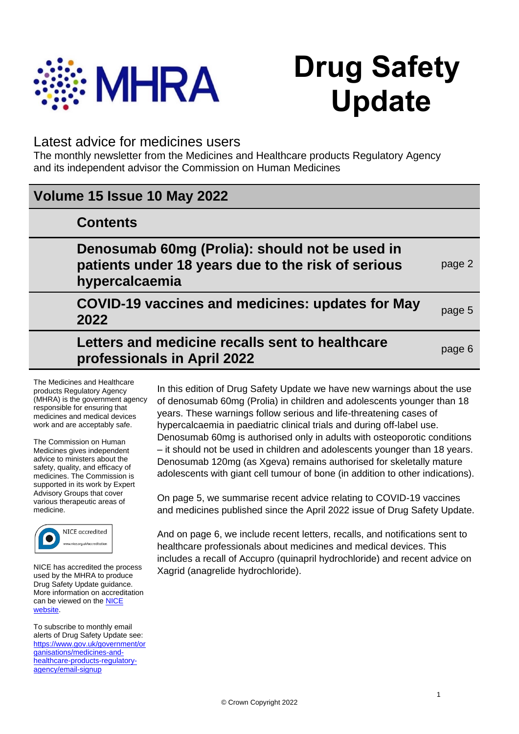# Drug Safety Update

## Latest advice for medicines users

The monthly newsletter from the Medicines and Healthcare products Regulatory Agency and its independent advisor the Commission on Human Medicines

## Volume 15 Issue 10 May 2022

### Contents

| | |
|---|---|
| **Denosumab 60mg (Prolia): should not be used in patients under 18 years due to the risk of serious hypercalcaemia** | page 2 |
| **COVID-19 vaccines and medicines: updates for May 2022** | page 5 |
| **Letters and medicine recalls sent to healthcare professionals in April 2022** | page 6 |

In this edition of Drug Safety Update we have new warnings about the use of denosumab 60mg (Prolia) in children and adolescents younger than 18 years. These warnings follow serious and life-threatening cases of hypercalcaemia in paediatric clinical trials and during off-label use. Denosumab 60mg is authorised only in adults with osteoporotic conditions – it should not be used in children and adolescents younger than 18 years. Denosumab 120mg (as Xgeva) remains authorised for skeletally mature adolescents with giant cell tumour of bone (in addition to other indications).

On page 5, we summarise recent advice relating to COVID-19 vaccines and medicines published since the April 2022 issue of Drug Safety Update.

And on page 6, we include recent letters, recalls, and notifications sent to healthcare professionals about medicines and medical devices. This includes a recall of Accupro (quinapril hydrochloride) and recent advice on Xagrid (anagrelide hydrochloride).

The Medicines and Healthcare products Regulatory Agency (MHRA) is the government agency responsible for ensuring that medicines and medical devices work and are acceptably safe.

The Commission on Human Medicines gives independent advice to ministers about the safety, quality, and efficacy of medicines. The Commission is supported in its work by Expert Advisory Groups that cover various therapeutic areas of medicine.

NICE accredited
www.nice.org.uk/accreditation

NICE has accredited the process used by the MHRA to produce Drug Safety Update guidance. More information on accreditation can be viewed on the [NICE website](https://www.nice.org.uk/accreditation).

To subscribe to monthly email alerts of Drug Safety Update see: [https://www.gov.uk/government/organisations/medicines-and-healthcare-products-regulatory-agency/email-signup](https://www.gov.uk/government/organisations/medicines-and-healthcare-products-regulatory-agency/email-signup)

© Crown Copyright 2022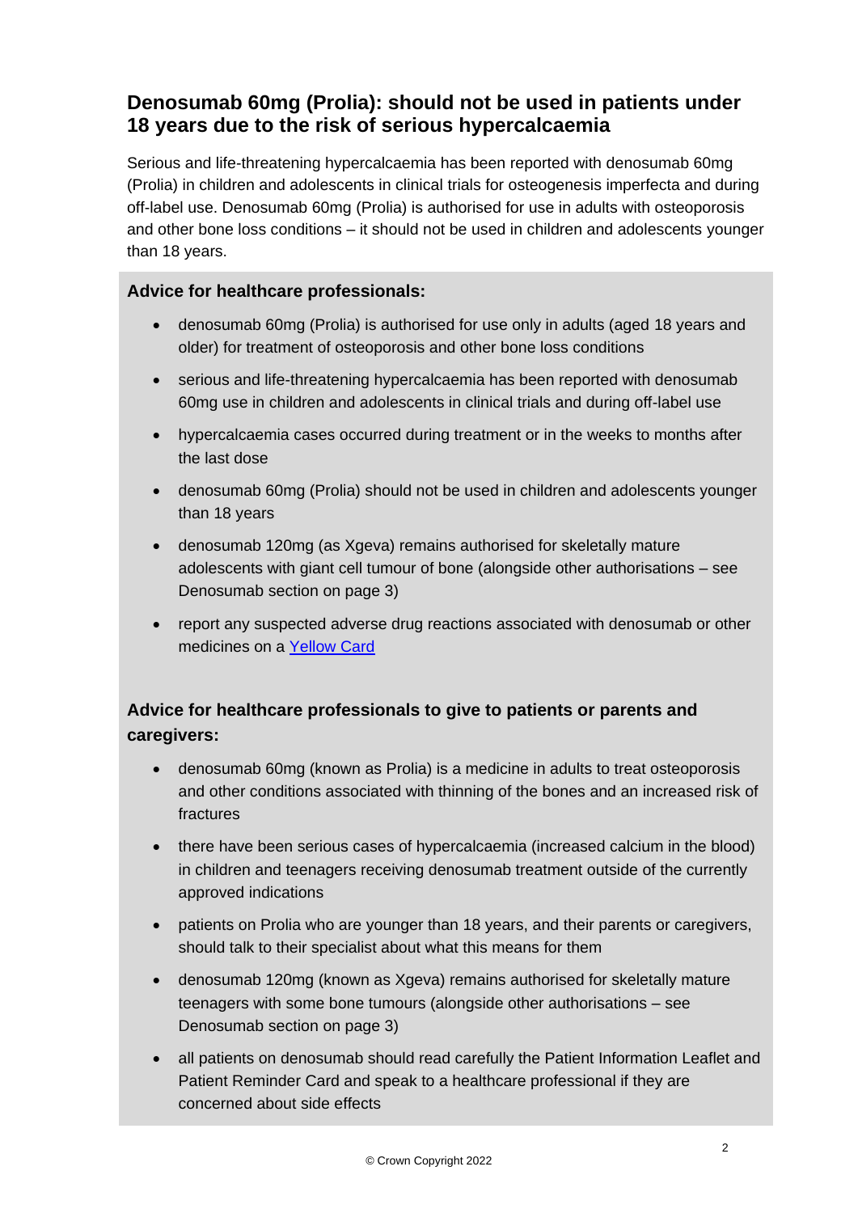## Denosumab 60mg (Prolia): should not be used in patients under 18 years due to the risk of serious hypercalcaemia

Serious and life-threatening hypercalcaemia has been reported with denosumab 60mg (Prolia) in children and adolescents in clinical trials for osteogenesis imperfecta and during off-label use. Denosumab 60mg (Prolia) is authorised for use in adults with osteoporosis and other bone loss conditions – it should not be used in children and adolescents younger than 18 years.

**Advice for healthcare professionals:**

- denosumab 60mg (Prolia) is authorised for use only in adults (aged 18 years and older) for treatment of osteoporosis and other bone loss conditions
- serious and life-threatening hypercalcaemia has been reported with denosumab 60mg use in children and adolescents in clinical trials and during off-label use
- hypercalcaemia cases occurred during treatment or in the weeks to months after the last dose
- denosumab 60mg (Prolia) should not be used in children and adolescents younger than 18 years
- denosumab 120mg (as Xgeva) remains authorised for skeletally mature adolescents with giant cell tumour of bone (alongside other authorisations – see Denosumab section on page 3)
- report any suspected adverse drug reactions associated with denosumab or other medicines on a Yellow Card

**Advice for healthcare professionals to give to patients or parents and caregivers:**

- denosumab 60mg (known as Prolia) is a medicine in adults to treat osteoporosis and other conditions associated with thinning of the bones and an increased risk of fractures
- there have been serious cases of hypercalcaemia (increased calcium in the blood) in children and teenagers receiving denosumab treatment outside of the currently approved indications
- patients on Prolia who are younger than 18 years, and their parents or caregivers, should talk to their specialist about what this means for them
- denosumab 120mg (known as Xgeva) remains authorised for skeletally mature teenagers with some bone tumours (alongside other authorisations – see Denosumab section on page 3)
- all patients on denosumab should read carefully the Patient Information Leaflet and Patient Reminder Card and speak to a healthcare professional if they are concerned about side effects

© Crown Copyright 2022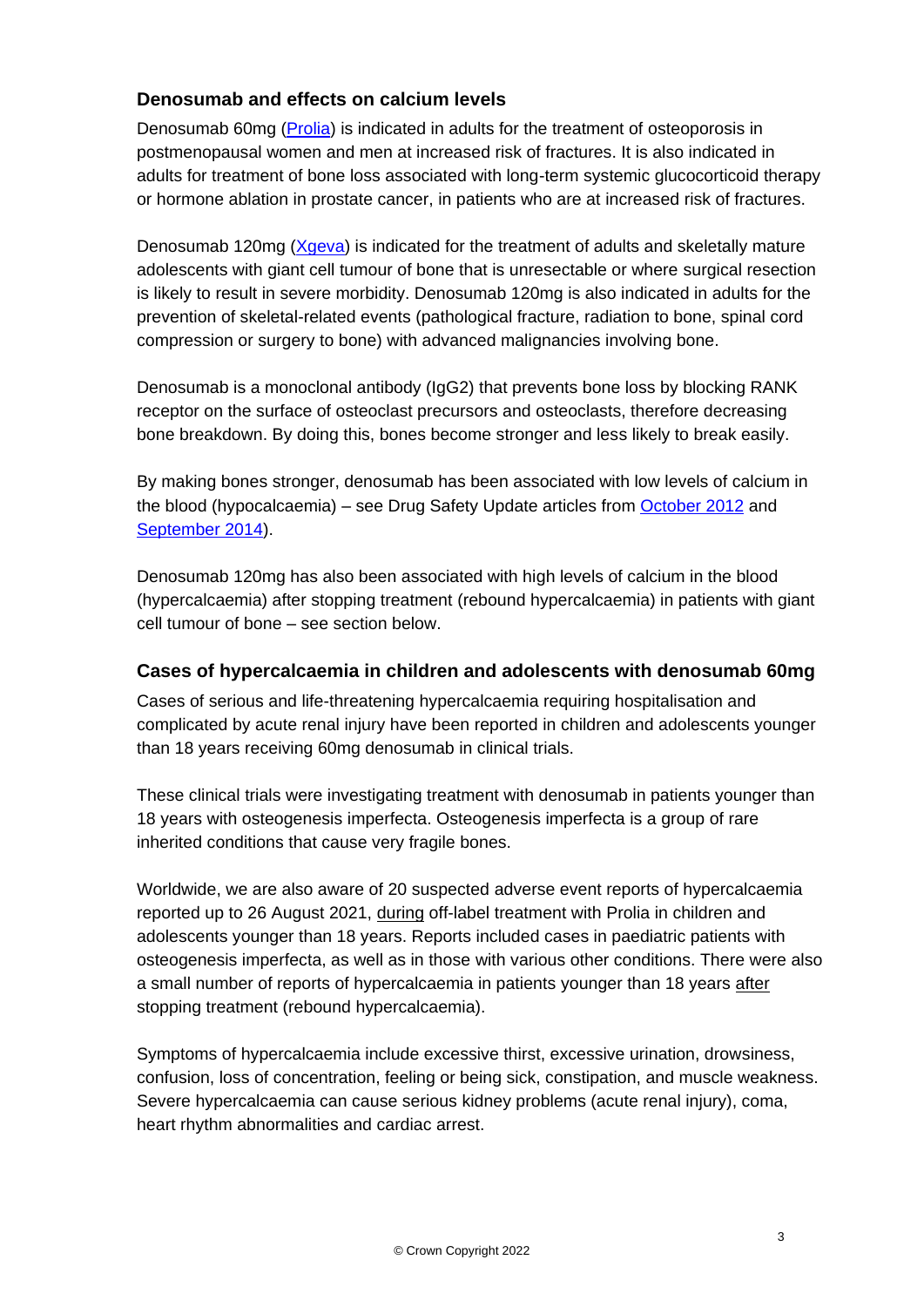## Denosumab and effects on calcium levels

Denosumab 60mg (Prolia) is indicated in adults for the treatment of osteoporosis in postmenopausal women and men at increased risk of fractures. It is also indicated in adults for treatment of bone loss associated with long-term systemic glucocorticoid therapy or hormone ablation in prostate cancer, in patients who are at increased risk of fractures.

Denosumab 120mg (Xgeva) is indicated for the treatment of adults and skeletally mature adolescents with giant cell tumour of bone that is unresectable or where surgical resection is likely to result in severe morbidity. Denosumab 120mg is also indicated in adults for the prevention of skeletal-related events (pathological fracture, radiation to bone, spinal cord compression or surgery to bone) with advanced malignancies involving bone.

Denosumab is a monoclonal antibody (IgG2) that prevents bone loss by blocking RANK receptor on the surface of osteoclast precursors and osteoclasts, therefore decreasing bone breakdown. By doing this, bones become stronger and less likely to break easily.

By making bones stronger, denosumab has been associated with low levels of calcium in the blood (hypocalcaemia) – see Drug Safety Update articles from October 2012 and September 2014).

Denosumab 120mg has also been associated with high levels of calcium in the blood (hypercalcaemia) after stopping treatment (rebound hypercalcaemia) in patients with giant cell tumour of bone – see section below.

## Cases of hypercalcaemia in children and adolescents with denosumab 60mg

Cases of serious and life-threatening hypercalcaemia requiring hospitalisation and complicated by acute renal injury have been reported in children and adolescents younger than 18 years receiving 60mg denosumab in clinical trials.

These clinical trials were investigating treatment with denosumab in patients younger than 18 years with osteogenesis imperfecta. Osteogenesis imperfecta is a group of rare inherited conditions that cause very fragile bones.

Worldwide, we are also aware of 20 suspected adverse event reports of hypercalcaemia reported up to 26 August 2021, during off-label treatment with Prolia in children and adolescents younger than 18 years. Reports included cases in paediatric patients with osteogenesis imperfecta, as well as in those with various other conditions. There were also a small number of reports of hypercalcaemia in patients younger than 18 years after stopping treatment (rebound hypercalcaemia).

Symptoms of hypercalcaemia include excessive thirst, excessive urination, drowsiness, confusion, loss of concentration, feeling or being sick, constipation, and muscle weakness. Severe hypercalcaemia can cause serious kidney problems (acute renal injury), coma, heart rhythm abnormalities and cardiac arrest.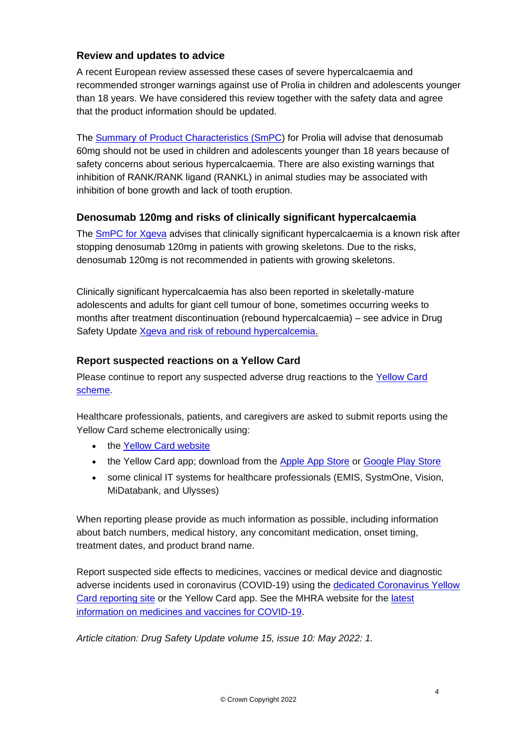## Review and updates to advice

A recent European review assessed these cases of severe hypercalcaemia and recommended stronger warnings against use of Prolia in children and adolescents younger than 18 years. We have considered this review together with the safety data and agree that the product information should be updated.

The Summary of Product Characteristics (SmPC) for Prolia will advise that denosumab 60mg should not be used in children and adolescents younger than 18 years because of safety concerns about serious hypercalcaemia. There are also existing warnings that inhibition of RANK/RANK ligand (RANKL) in animal studies may be associated with inhibition of bone growth and lack of tooth eruption.

## Denosumab 120mg and risks of clinically significant hypercalcaemia

The SmPC for Xgeva advises that clinically significant hypercalcaemia is a known risk after stopping denosumab 120mg in patients with growing skeletons. Due to the risks, denosumab 120mg is not recommended in patients with growing skeletons.

Clinically significant hypercalcaemia has also been reported in skeletally-mature adolescents and adults for giant cell tumour of bone, sometimes occurring weeks to months after treatment discontinuation (rebound hypercalcaemia) – see advice in Drug Safety Update Xgeva and risk of rebound hypercalcemia.

## Report suspected reactions on a Yellow Card

Please continue to report any suspected adverse drug reactions to the Yellow Card scheme.

Healthcare professionals, patients, and caregivers are asked to submit reports using the Yellow Card scheme electronically using:

- the Yellow Card website
- the Yellow Card app; download from the Apple App Store or Google Play Store
- some clinical IT systems for healthcare professionals (EMIS, SystmOne, Vision, MiDatabank, and Ulysses)

When reporting please provide as much information as possible, including information about batch numbers, medical history, any concomitant medication, onset timing, treatment dates, and product brand name.

Report suspected side effects to medicines, vaccines or medical device and diagnostic adverse incidents used in coronavirus (COVID-19) using the dedicated Coronavirus Yellow Card reporting site or the Yellow Card app. See the MHRA website for the latest information on medicines and vaccines for COVID-19.

*Article citation: Drug Safety Update volume 15, issue 10: May 2022: 1.*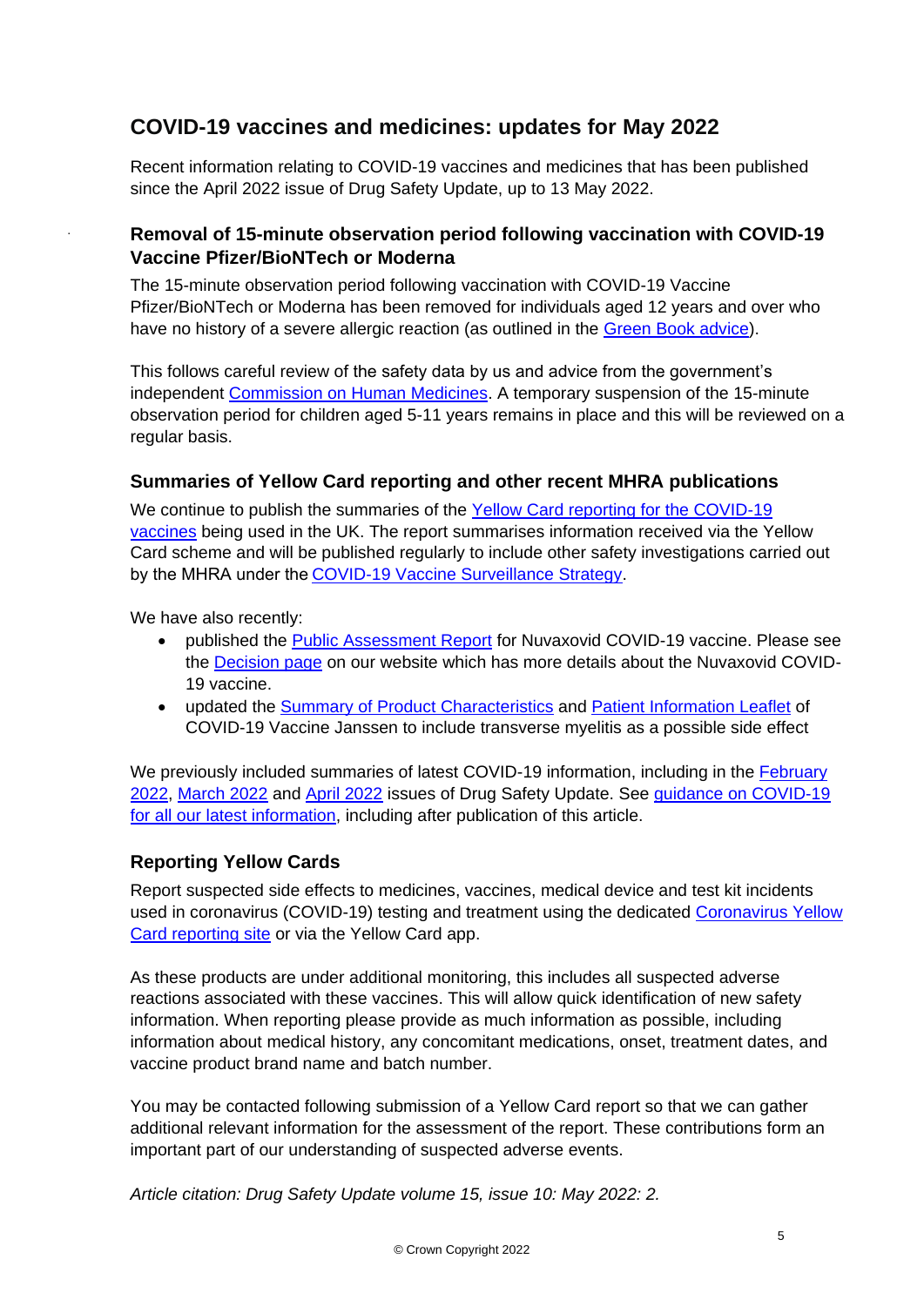## COVID-19 vaccines and medicines: updates for May 2022

Recent information relating to COVID-19 vaccines and medicines that has been published since the April 2022 issue of Drug Safety Update, up to 13 May 2022.

### Removal of 15-minute observation period following vaccination with COVID-19 Vaccine Pfizer/BioNTech or Moderna

The 15-minute observation period following vaccination with COVID-19 Vaccine Pfizer/BioNTech or Moderna has been removed for individuals aged 12 years and over who have no history of a severe allergic reaction (as outlined in the Green Book advice).

This follows careful review of the safety data by us and advice from the government's independent Commission on Human Medicines. A temporary suspension of the 15-minute observation period for children aged 5-11 years remains in place and this will be reviewed on a regular basis.

### Summaries of Yellow Card reporting and other recent MHRA publications

We continue to publish the summaries of the Yellow Card reporting for the COVID-19 vaccines being used in the UK. The report summarises information received via the Yellow Card scheme and will be published regularly to include other safety investigations carried out by the MHRA under the COVID-19 Vaccine Surveillance Strategy.

We have also recently:

- published the Public Assessment Report for Nuvaxovid COVID-19 vaccine. Please see the Decision page on our website which has more details about the Nuvaxovid COVID-19 vaccine.
- updated the Summary of Product Characteristics and Patient Information Leaflet of COVID-19 Vaccine Janssen to include transverse myelitis as a possible side effect

We previously included summaries of latest COVID-19 information, including in the February 2022, March 2022 and April 2022 issues of Drug Safety Update. See guidance on COVID-19 for all our latest information, including after publication of this article.

### Reporting Yellow Cards

Report suspected side effects to medicines, vaccines, medical device and test kit incidents used in coronavirus (COVID-19) testing and treatment using the dedicated Coronavirus Yellow Card reporting site or via the Yellow Card app.

As these products are under additional monitoring, this includes all suspected adverse reactions associated with these vaccines. This will allow quick identification of new safety information. When reporting please provide as much information as possible, including information about medical history, any concomitant medications, onset, treatment dates, and vaccine product brand name and batch number.

You may be contacted following submission of a Yellow Card report so that we can gather additional relevant information for the assessment of the report. These contributions form an important part of our understanding of suspected adverse events.

*Article citation: Drug Safety Update volume 15, issue 10: May 2022: 2.*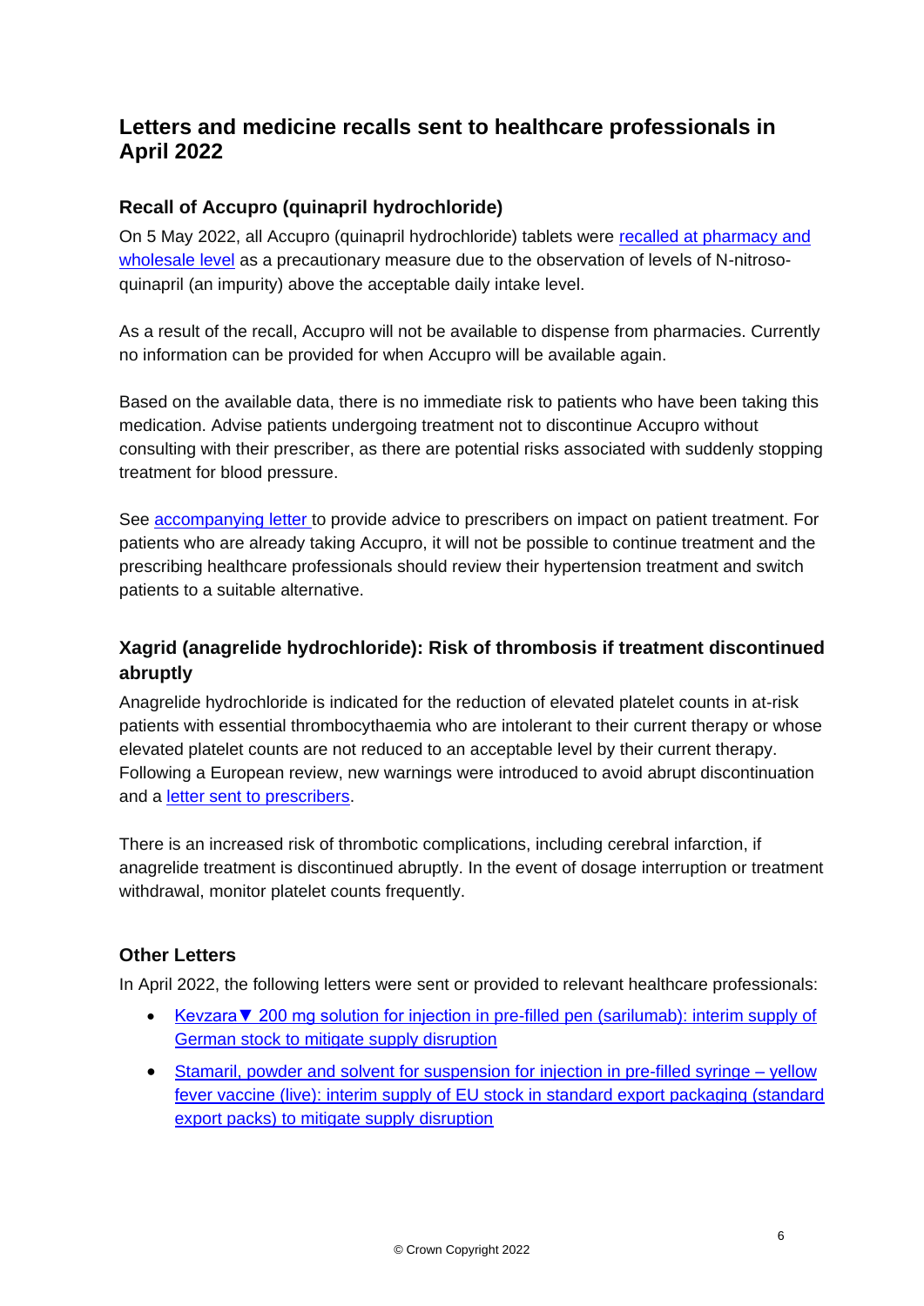## Letters and medicine recalls sent to healthcare professionals in April 2022

### Recall of Accupro (quinapril hydrochloride)

On 5 May 2022, all Accupro (quinapril hydrochloride) tablets were recalled at pharmacy and wholesale level as a precautionary measure due to the observation of levels of N-nitroso-quinapril (an impurity) above the acceptable daily intake level.

As a result of the recall, Accupro will not be available to dispense from pharmacies. Currently no information can be provided for when Accupro will be available again.

Based on the available data, there is no immediate risk to patients who have been taking this medication. Advise patients undergoing treatment not to discontinue Accupro without consulting with their prescriber, as there are potential risks associated with suddenly stopping treatment for blood pressure.

See accompanying letter to provide advice to prescribers on impact on patient treatment. For patients who are already taking Accupro, it will not be possible to continue treatment and the prescribing healthcare professionals should review their hypertension treatment and switch patients to a suitable alternative.

### Xagrid (anagrelide hydrochloride): Risk of thrombosis if treatment discontinued abruptly

Anagrelide hydrochloride is indicated for the reduction of elevated platelet counts in at-risk patients with essential thrombocythaemia who are intolerant to their current therapy or whose elevated platelet counts are not reduced to an acceptable level by their current therapy. Following a European review, new warnings were introduced to avoid abrupt discontinuation and a letter sent to prescribers.

There is an increased risk of thrombotic complications, including cerebral infarction, if anagrelide treatment is discontinued abruptly. In the event of dosage interruption or treatment withdrawal, monitor platelet counts frequently.

### Other Letters

In April 2022, the following letters were sent or provided to relevant healthcare professionals:

- Kevzara▼ 200 mg solution for injection in pre-filled pen (sarilumab): interim supply of German stock to mitigate supply disruption
- Stamaril, powder and solvent for suspension for injection in pre-filled syringe – yellow fever vaccine (live): interim supply of EU stock in standard export packaging (standard export packs) to mitigate supply disruption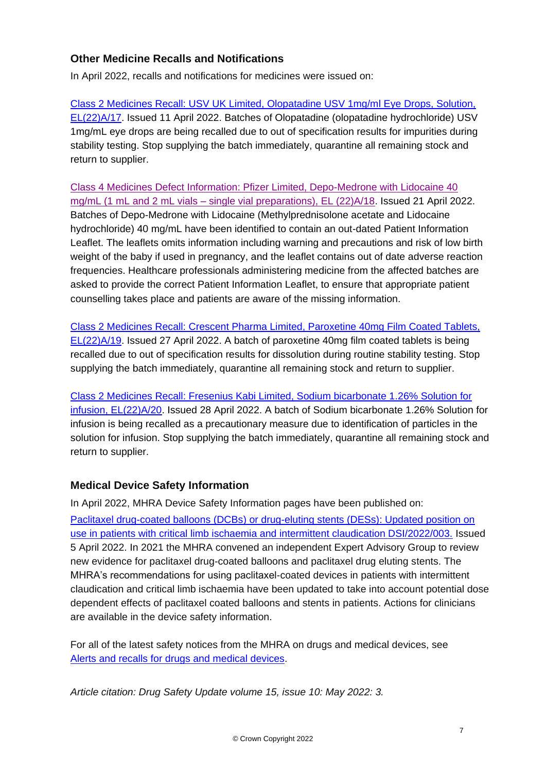### Other Medicine Recalls and Notifications

In April 2022, recalls and notifications for medicines were issued on:

Class 2 Medicines Recall: USV UK Limited, Olopatadine USV 1mg/ml Eye Drops, Solution, EL(22)A/17. Issued 11 April 2022. Batches of Olopatadine (olopatadine hydrochloride) USV 1mg/mL eye drops are being recalled due to out of specification results for impurities during stability testing. Stop supplying the batch immediately, quarantine all remaining stock and return to supplier.

Class 4 Medicines Defect Information: Pfizer Limited, Depo-Medrone with Lidocaine 40 mg/mL (1 mL and 2 mL vials – single vial preparations), EL (22)A/18. Issued 21 April 2022. Batches of Depo-Medrone with Lidocaine (Methylprednisolone acetate and Lidocaine hydrochloride) 40 mg/mL have been identified to contain an out-dated Patient Information Leaflet. The leaflets omits information including warning and precautions and risk of low birth weight of the baby if used in pregnancy, and the leaflet contains out of date adverse reaction frequencies. Healthcare professionals administering medicine from the affected batches are asked to provide the correct Patient Information Leaflet, to ensure that appropriate patient counselling takes place and patients are aware of the missing information.

Class 2 Medicines Recall: Crescent Pharma Limited, Paroxetine 40mg Film Coated Tablets, EL(22)A/19. Issued 27 April 2022. A batch of paroxetine 40mg film coated tablets is being recalled due to out of specification results for dissolution during routine stability testing. Stop supplying the batch immediately, quarantine all remaining stock and return to supplier.

Class 2 Medicines Recall: Fresenius Kabi Limited, Sodium bicarbonate 1.26% Solution for infusion, EL(22)A/20. Issued 28 April 2022. A batch of Sodium bicarbonate 1.26% Solution for infusion is being recalled as a precautionary measure due to identification of particles in the solution for infusion. Stop supplying the batch immediately, quarantine all remaining stock and return to supplier.

### Medical Device Safety Information

In April 2022, MHRA Device Safety Information pages have been published on:

Paclitaxel drug-coated balloons (DCBs) or drug-eluting stents (DESs): Updated position on use in patients with critical limb ischaemia and intermittent claudication DSI/2022/003. Issued 5 April 2022. In 2021 the MHRA convened an independent Expert Advisory Group to review new evidence for paclitaxel drug-coated balloons and paclitaxel drug eluting stents. The MHRA's recommendations for using paclitaxel-coated devices in patients with intermittent claudication and critical limb ischaemia have been updated to take into account potential dose dependent effects of paclitaxel coated balloons and stents in patients. Actions for clinicians are available in the device safety information.

For all of the latest safety notices from the MHRA on drugs and medical devices, see Alerts and recalls for drugs and medical devices.

*Article citation: Drug Safety Update volume 15, issue 10: May 2022: 3.*